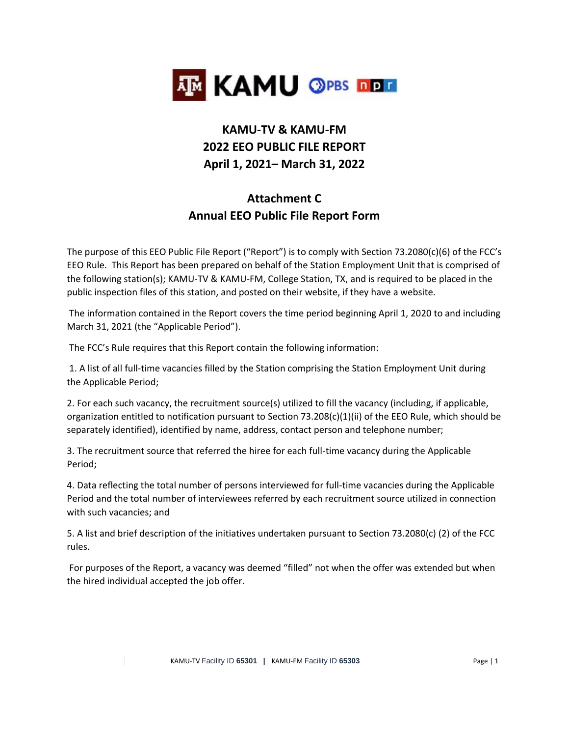# KAMU-TV & KAMU-FM
# 2022 EEO PUBLIC FILE REPORT
# April 1, 2021– March 31, 2022

## Attachment C
## Annual EEO Public File Report Form

The purpose of this EEO Public File Report ("Report") is to comply with Section 73.2080(c)(6) of the FCC's EEO Rule. This Report has been prepared on behalf of the Station Employment Unit that is comprised of the following station(s); KAMU-TV & KAMU-FM, College Station, TX, and is required to be placed in the public inspection files of this station, and posted on their website, if they have a website.

The information contained in the Report covers the time period beginning April 1, 2020 to and including March 31, 2021 (the "Applicable Period").

The FCC's Rule requires that this Report contain the following information:

1. A list of all full-time vacancies filled by the Station comprising the Station Employment Unit during the Applicable Period;

2. For each such vacancy, the recruitment source(s) utilized to fill the vacancy (including, if applicable, organization entitled to notification pursuant to Section 73.208(c)(1)(ii) of the EEO Rule, which should be separately identified), identified by name, address, contact person and telephone number;

3. The recruitment source that referred the hiree for each full-time vacancy during the Applicable Period;

4. Data reflecting the total number of persons interviewed for full-time vacancies during the Applicable Period and the total number of interviewees referred by each recruitment source utilized in connection with such vacancies; and

5. A list and brief description of the initiatives undertaken pursuant to Section 73.2080(c) (2) of the FCC rules.

For purposes of the Report, a vacancy was deemed "filled" not when the offer was extended but when the hired individual accepted the job offer.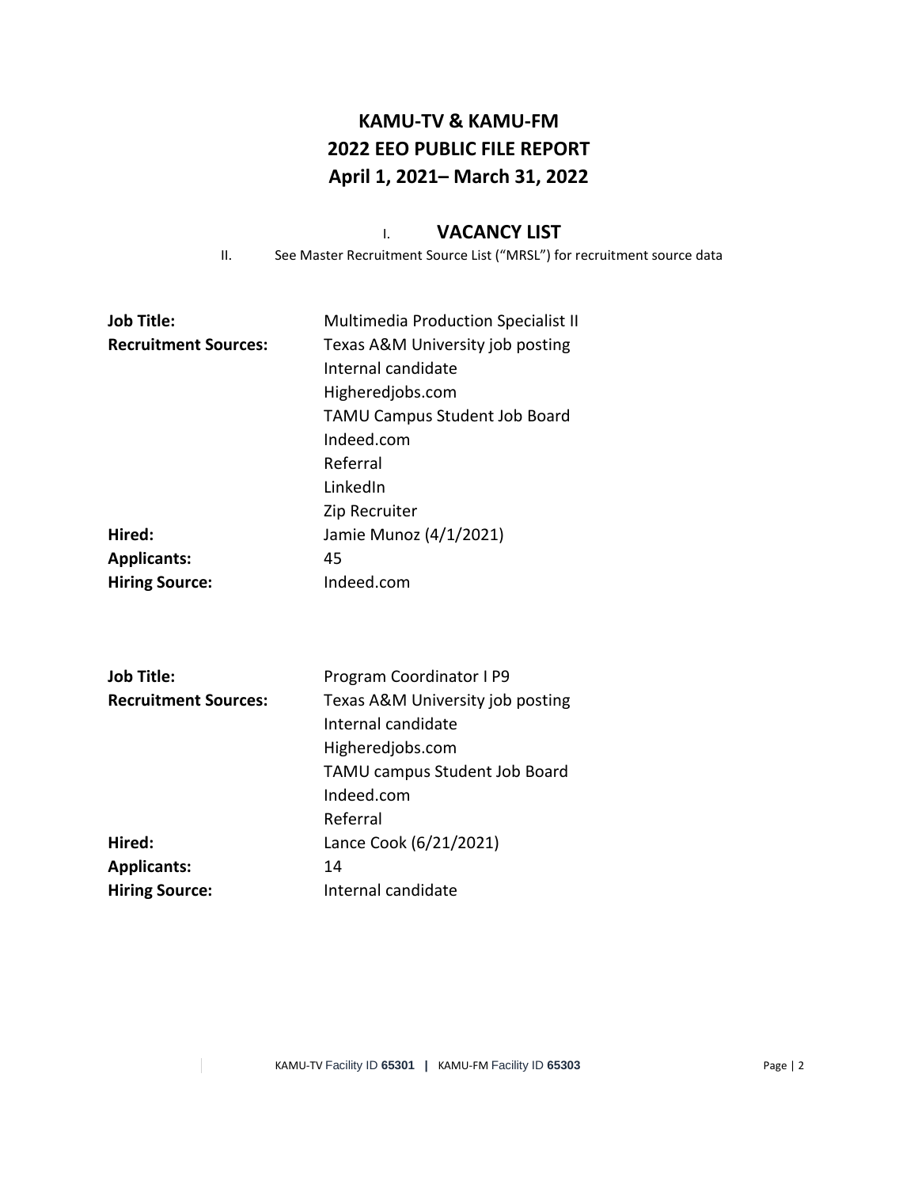# KAMU-TV & KAMU-FM
# 2022 EEO PUBLIC FILE REPORT
# April 1, 2021– March 31, 2022

## I. VACANCY LIST

II. See Master Recruitment Source List ("MRSL") for recruitment source data

**Job Title:** Multimedia Production Specialist II

**Recruitment Sources:**
Texas A&M University job posting
Internal candidate
Higheredjobs.com
TAMU Campus Student Job Board
Indeed.com
Referral
LinkedIn
Zip Recruiter

**Hired:** Jamie Munoz (4/1/2021)

**Applicants:** 45

**Hiring Source:** Indeed.com

**Job Title:** Program Coordinator I P9

**Recruitment Sources:**
Texas A&M University job posting
Internal candidate
Higheredjobs.com
TAMU campus Student Job Board
Indeed.com
Referral

**Hired:** Lance Cook (6/21/2021)

**Applicants:** 14

**Hiring Source:** Internal candidate

KAMU-TV Facility ID **65301** | KAMU-FM Facility ID **65303**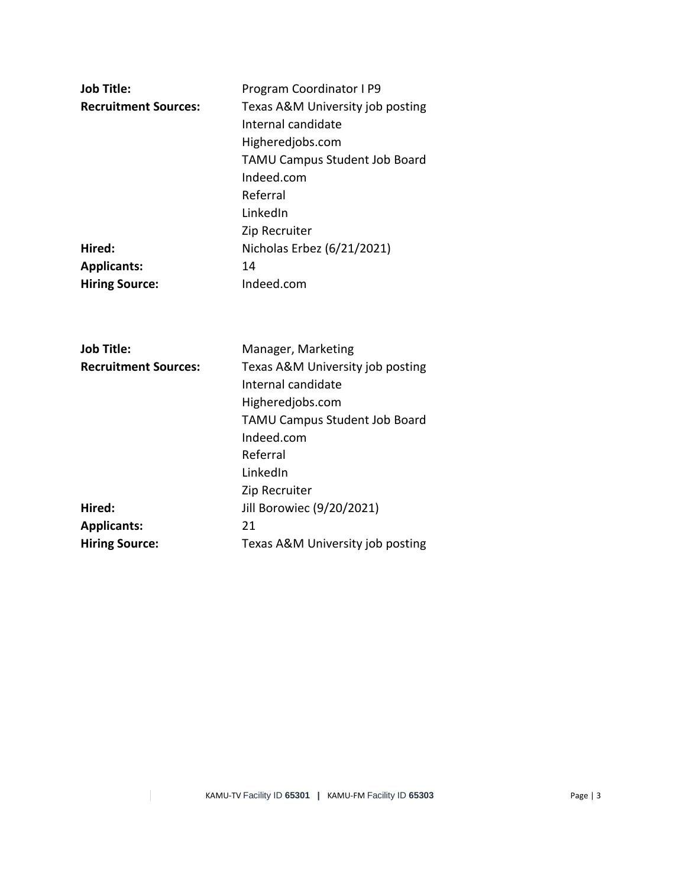| | |
|---|---|
| **Job Title:** | Program Coordinator I P9 |
| **Recruitment Sources:** | Texas A&M University job posting<br>Internal candidate<br>Higheredjobs.com<br>TAMU Campus Student Job Board<br>Indeed.com<br>Referral<br>LinkedIn<br>Zip Recruiter |
| **Hired:** | Nicholas Erbez (6/21/2021) |
| **Applicants:** | 14 |
| **Hiring Source:** | Indeed.com |

| | |
|---|---|
| **Job Title:** | Manager, Marketing |
| **Recruitment Sources:** | Texas A&M University job posting<br>Internal candidate<br>Higheredjobs.com<br>TAMU Campus Student Job Board<br>Indeed.com<br>Referral<br>LinkedIn<br>Zip Recruiter |
| **Hired:** | Jill Borowiec (9/20/2021) |
| **Applicants:** | 21 |
| **Hiring Source:** | Texas A&M University job posting |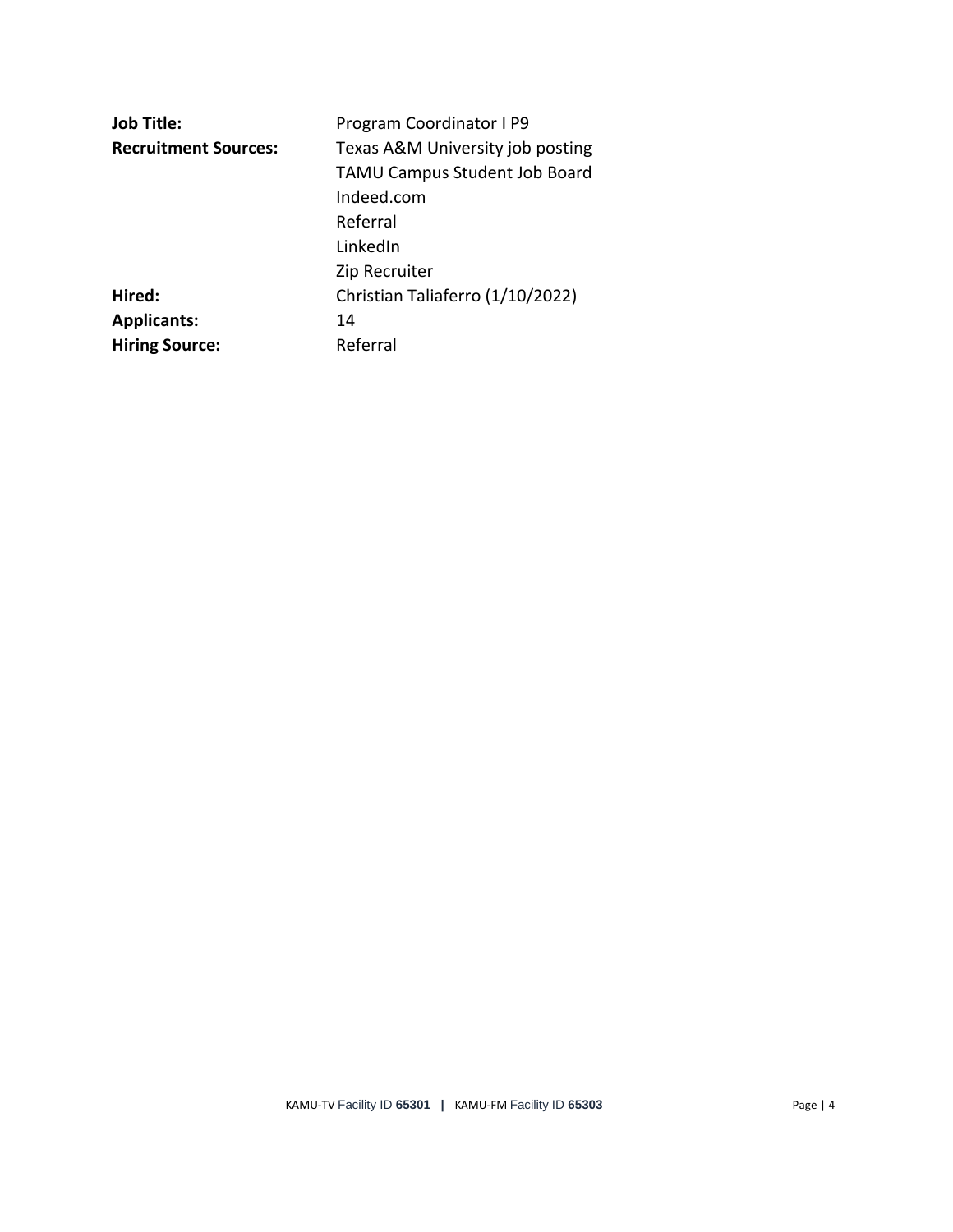**Job Title:** Program Coordinator I P9

**Recruitment Sources:** Texas A&M University job posting
TAMU Campus Student Job Board
Indeed.com
Referral
LinkedIn
Zip Recruiter

**Hired:** Christian Taliaferro (1/10/2022)

**Applicants:** 14

**Hiring Source:** Referral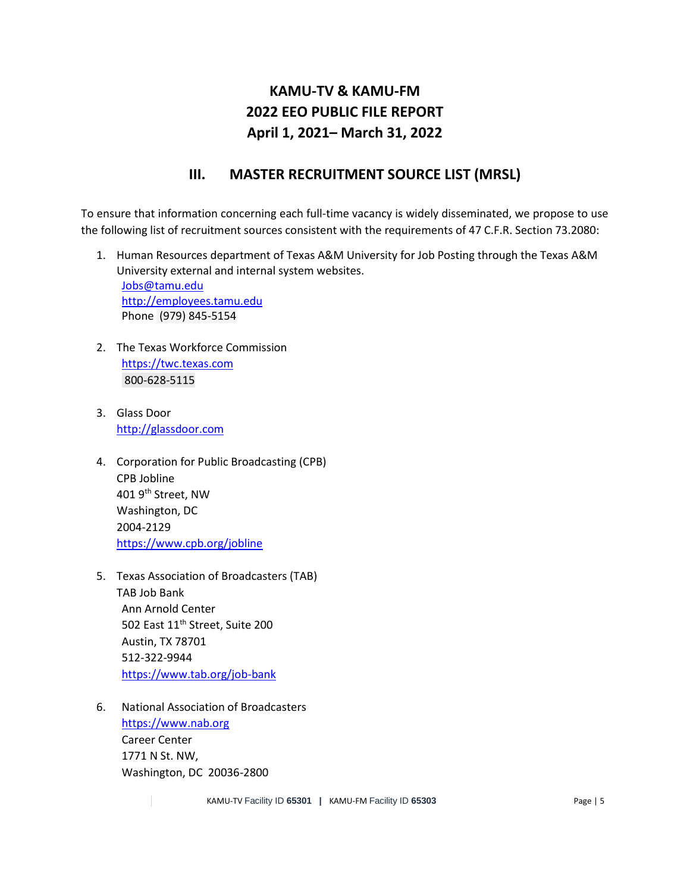# KAMU-TV & KAMU-FM
# 2022 EEO PUBLIC FILE REPORT
# April 1, 2021– March 31, 2022

## III. MASTER RECRUITMENT SOURCE LIST (MRSL)

To ensure that information concerning each full-time vacancy is widely disseminated, we propose to use the following list of recruitment sources consistent with the requirements of 47 C.F.R. Section 73.2080:

1. Human Resources department of Texas A&M University for Job Posting through the Texas A&M University external and internal system websites.
   Jobs@tamu.edu
   http://employees.tamu.edu
   Phone (979) 845-5154

2. The Texas Workforce Commission
   https://twc.texas.com
   800-628-5115

3. Glass Door
   http://glassdoor.com

4. Corporation for Public Broadcasting (CPB)
   CPB Jobline
   401 9th Street, NW
   Washington, DC
   2004-2129
   https://www.cpb.org/jobline

5. Texas Association of Broadcasters (TAB)
   TAB Job Bank
   Ann Arnold Center
   502 East 11th Street, Suite 200
   Austin, TX 78701
   512-322-9944
   https://www.tab.org/job-bank

6. National Association of Broadcasters
   https://www.nab.org
   Career Center
   1771 N St. NW,
   Washington, DC 20036-2800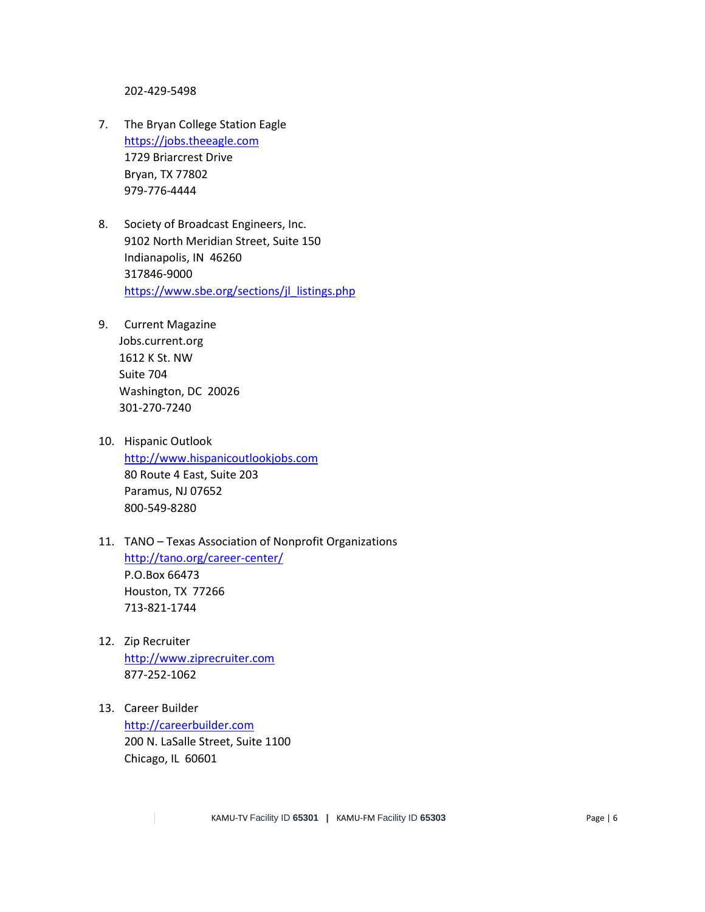202-429-5498

7. The Bryan College Station Eagle
   https://jobs.theeagle.com
   1729 Briarcrest Drive
   Bryan, TX 77802
   979-776-4444

8. Society of Broadcast Engineers, Inc.
   9102 North Meridian Street, Suite 150
   Indianapolis, IN  46260
   317846-9000
   https://www.sbe.org/sections/jl_listings.php

9. Current Magazine
   Jobs.current.org
   1612 K St. NW
   Suite 704
   Washington, DC  20026
   301-270-7240

10. Hispanic Outlook
    http://www.hispanicoutlookjobs.com
    80 Route 4 East, Suite 203
    Paramus, NJ 07652
    800-549-8280

11. TANO – Texas Association of Nonprofit Organizations
    http://tano.org/career-center/
    P.O.Box 66473
    Houston, TX  77266
    713-821-1744

12. Zip Recruiter
    http://www.ziprecruiter.com
    877-252-1062

13. Career Builder
    http://careerbuilder.com
    200 N. LaSalle Street, Suite 1100
    Chicago, IL  60601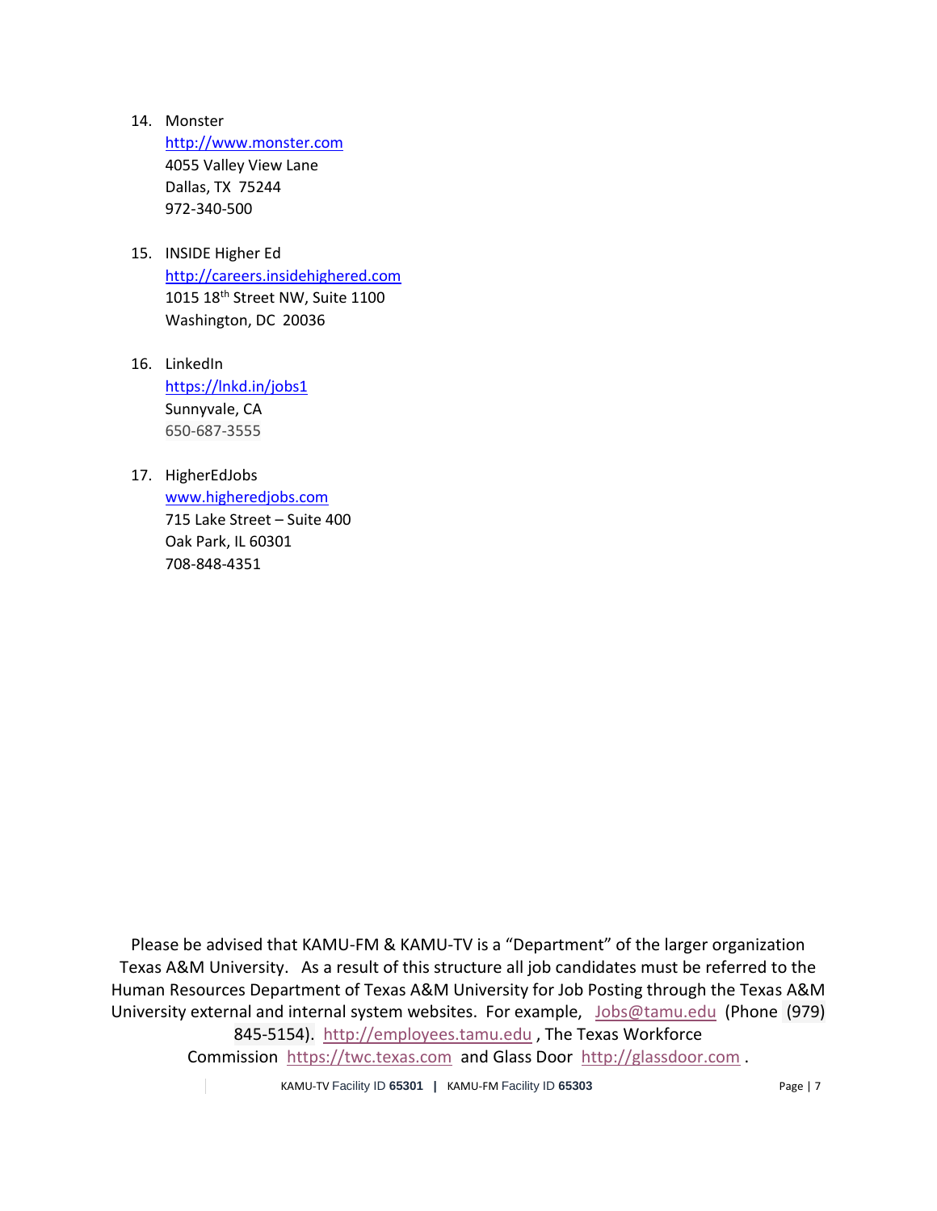14. Monster
    http://www.monster.com
    4055 Valley View Lane
    Dallas, TX  75244
    972-340-500

15. INSIDE Higher Ed
    http://careers.insidehighered.com
    1015 18th Street NW, Suite 1100
    Washington, DC  20036

16. LinkedIn
    https://lnkd.in/jobs1
    Sunnyvale, CA
    650-687-3555

17. HigherEdJobs
    www.higheredjobs.com
    715 Lake Street – Suite 400
    Oak Park, IL 60301
    708-848-4351

Please be advised that KAMU-FM & KAMU-TV is a "Department" of the larger organization Texas A&M University.  As a result of this structure all job candidates must be referred to the Human Resources Department of Texas A&M University for Job Posting through the Texas A&M University external and internal system websites.  For example, Jobs@tamu.edu (Phone (979) 845-5154). http://employees.tamu.edu , The Texas Workforce Commission https://twc.texas.com and Glass Door http://glassdoor.com .

KAMU-TV Facility ID **65301** | KAMU-FM Facility ID **65303**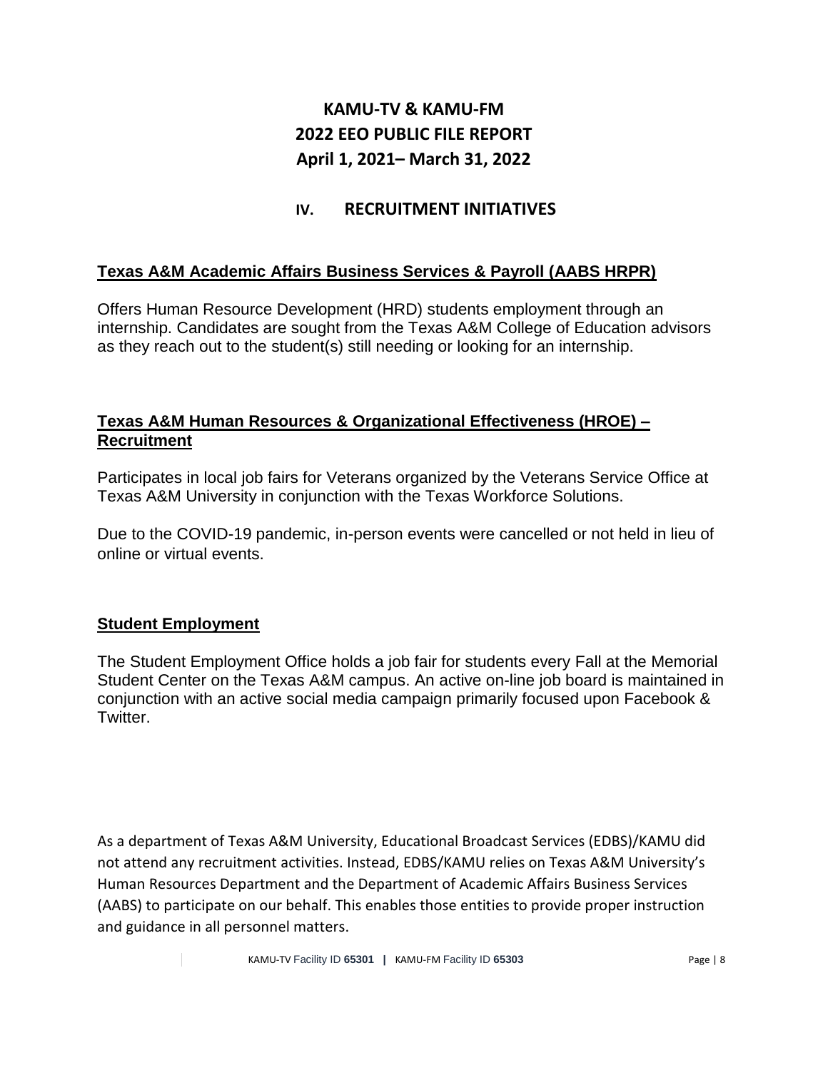# KAMU-TV & KAMU-FM
# 2022 EEO PUBLIC FILE REPORT
# April 1, 2021– March 31, 2022

## IV. RECRUITMENT INITIATIVES

### Texas A&M Academic Affairs Business Services & Payroll (AABS HRPR)

Offers Human Resource Development (HRD) students employment through an internship. Candidates are sought from the Texas A&M College of Education advisors as they reach out to the student(s) still needing or looking for an internship.

### Texas A&M Human Resources & Organizational Effectiveness (HROE) – Recruitment

Participates in local job fairs for Veterans organized by the Veterans Service Office at Texas A&M University in conjunction with the Texas Workforce Solutions.

Due to the COVID-19 pandemic, in-person events were cancelled or not held in lieu of online or virtual events.

### Student Employment

The Student Employment Office holds a job fair for students every Fall at the Memorial Student Center on the Texas A&M campus. An active on-line job board is maintained in conjunction with an active social media campaign primarily focused upon Facebook & Twitter.

As a department of Texas A&M University, Educational Broadcast Services (EDBS)/KAMU did not attend any recruitment activities. Instead, EDBS/KAMU relies on Texas A&M University's Human Resources Department and the Department of Academic Affairs Business Services (AABS) to participate on our behalf. This enables those entities to provide proper instruction and guidance in all personnel matters.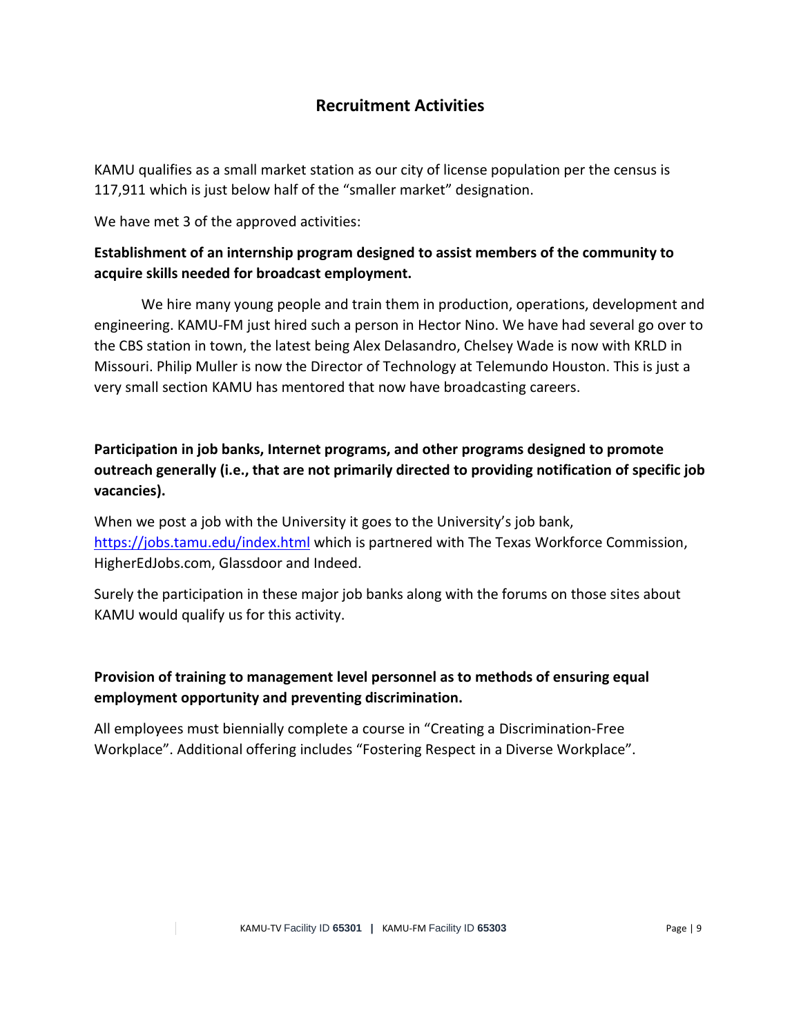## Recruitment Activities

KAMU qualifies as a small market station as our city of license population per the census is 117,911 which is just below half of the "smaller market" designation.

We have met 3 of the approved activities:

**Establishment of an internship program designed to assist members of the community to acquire skills needed for broadcast employment.**

We hire many young people and train them in production, operations, development and engineering. KAMU-FM just hired such a person in Hector Nino. We have had several go over to the CBS station in town, the latest being Alex Delasandro, Chelsey Wade is now with KRLD in Missouri. Philip Muller is now the Director of Technology at Telemundo Houston. This is just a very small section KAMU has mentored that now have broadcasting careers.

**Participation in job banks, Internet programs, and other programs designed to promote outreach generally (i.e., that are not primarily directed to providing notification of specific job vacancies).**

When we post a job with the University it goes to the University's job bank, https://jobs.tamu.edu/index.html which is partnered with The Texas Workforce Commission, HigherEdJobs.com, Glassdoor and Indeed.

Surely the participation in these major job banks along with the forums on those sites about KAMU would qualify us for this activity.

**Provision of training to management level personnel as to methods of ensuring equal employment opportunity and preventing discrimination.**

All employees must biennially complete a course in "Creating a Discrimination-Free Workplace". Additional offering includes "Fostering Respect in a Diverse Workplace".